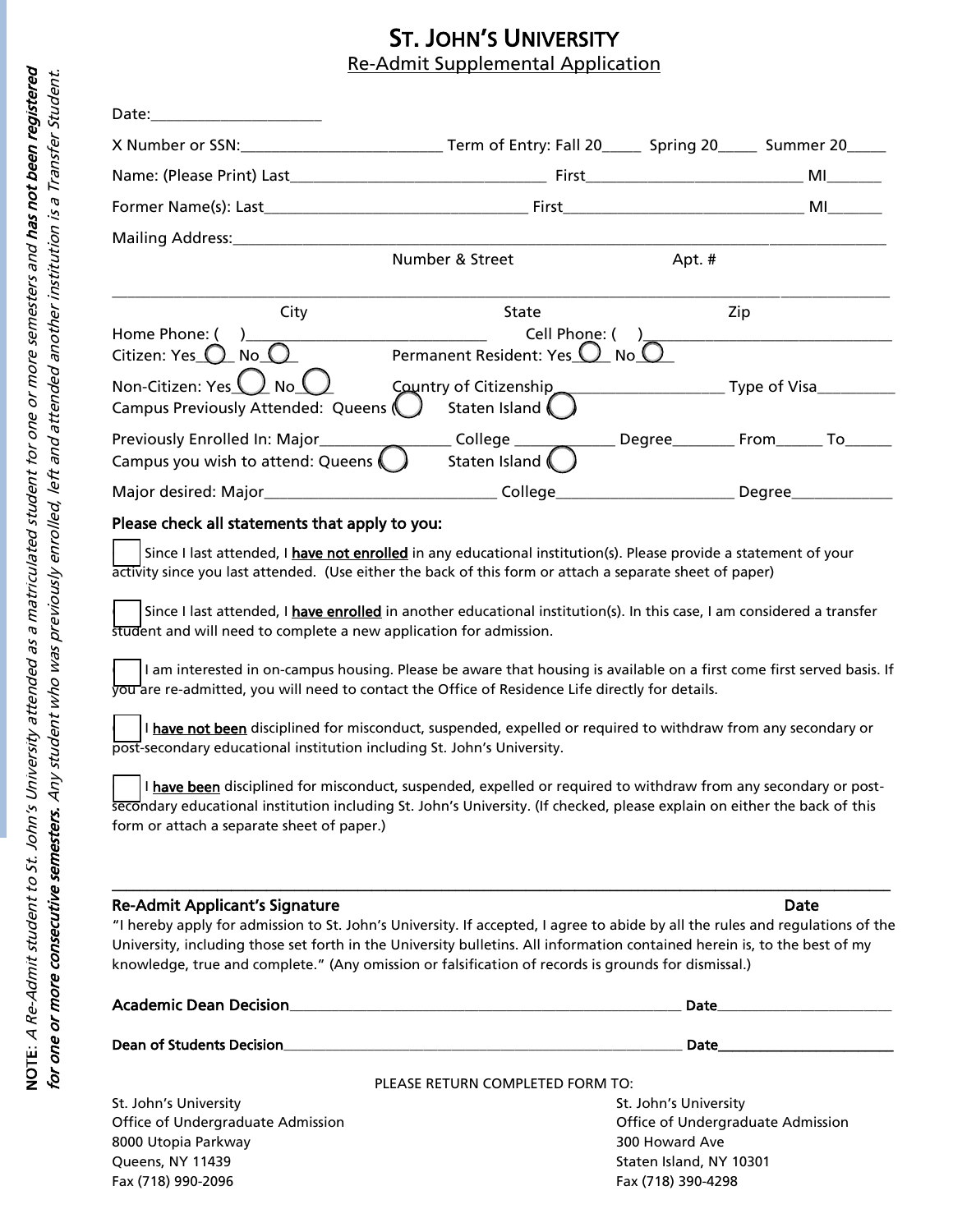# ST. JOHN'S UNIVERSITY

## Re-Admit Supplemental Application

Date:_____________________

X Number or SSN:_________________________ Term of Entry: Fall 20_____ Spring 20_____ Summer 20_____

Name: (Please Print) Last________________________________ First___________________________ MI_______

Former Name(s): Last________________________________ First_____________________________ MI_______

Mailing Address:____________________________________________________________________________
Number & Street Apt. #

____________________________________________________________________________________________
City State Zip

Home Phone: ( )______________________________ Cell Phone: ( )______________________________

Citizen: Yes ◯ No ◯ Permanent Resident: Yes ◯ No ◯

Non-Citizen: Yes ◯ No ◯ Country of Citizenship____________________ Type of Visa__________

Campus Previously Attended: Queens ◯ Staten Island ◯

Previously Enrolled In: Major________________ College _____________ Degree________ From______ To______

Campus you wish to attend: Queens ◯ Staten Island ◯

Major desired: Major_____________________________ College______________________ Degree_____________

**Please check all statements that apply to you:**

☐ Since I last attended, I <u>have not enrolled</u> in any educational institution(s). Please provide a statement of your activity since you last attended. (Use either the back of this form or attach a separate sheet of paper)

☐ Since I last attended, I <u>have enrolled</u> in another educational institution(s). In this case, I am considered a transfer student and will need to complete a new application for admission.

☐ I am interested in on-campus housing. Please be aware that housing is available on a first come first served basis. If you are re-admitted, you will need to contact the Office of Residence Life directly for details.

☐ I <u>have not been</u> disciplined for misconduct, suspended, expelled or required to withdraw from any secondary or post-secondary educational institution including St. John's University.

☐ I <u>have been</u> disciplined for misconduct, suspended, expelled or required to withdraw from any secondary or post-secondary educational institution including St. John's University. (If checked, please explain on either the back of this form or attach a separate sheet of paper.)

____________________________________________________________________________________________

**Re-Admit Applicant's Signature** **Date**

"I hereby apply for admission to St. John's University. If accepted, I agree to abide by all the rules and regulations of the University, including those set forth in the University bulletins. All information contained herein is, to the best of my knowledge, true and complete." (Any omission or falsification of records is grounds for dismissal.)

**Academic Dean Decision**_____________________________________________ **Date**_______________________

**Dean of Students Decision**___________________________________________ **Date**_______________________

PLEASE RETURN COMPLETED FORM TO:

St. John's University
Office of Undergraduate Admission
8000 Utopia Parkway
Queens, NY 11439
Fax (718) 990-2096

St. John's University
Office of Undergraduate Admission
300 Howard Ave
Staten Island, NY 10301
Fax (718) 390-4298

**NOTE**: *A Re-Admit student to St. John's University attended as a matriculated student for one or more semesters and **has not been registered for one or more consecutive semesters.** Any student who was previously enrolled, left and attended another institution is a Transfer Student.*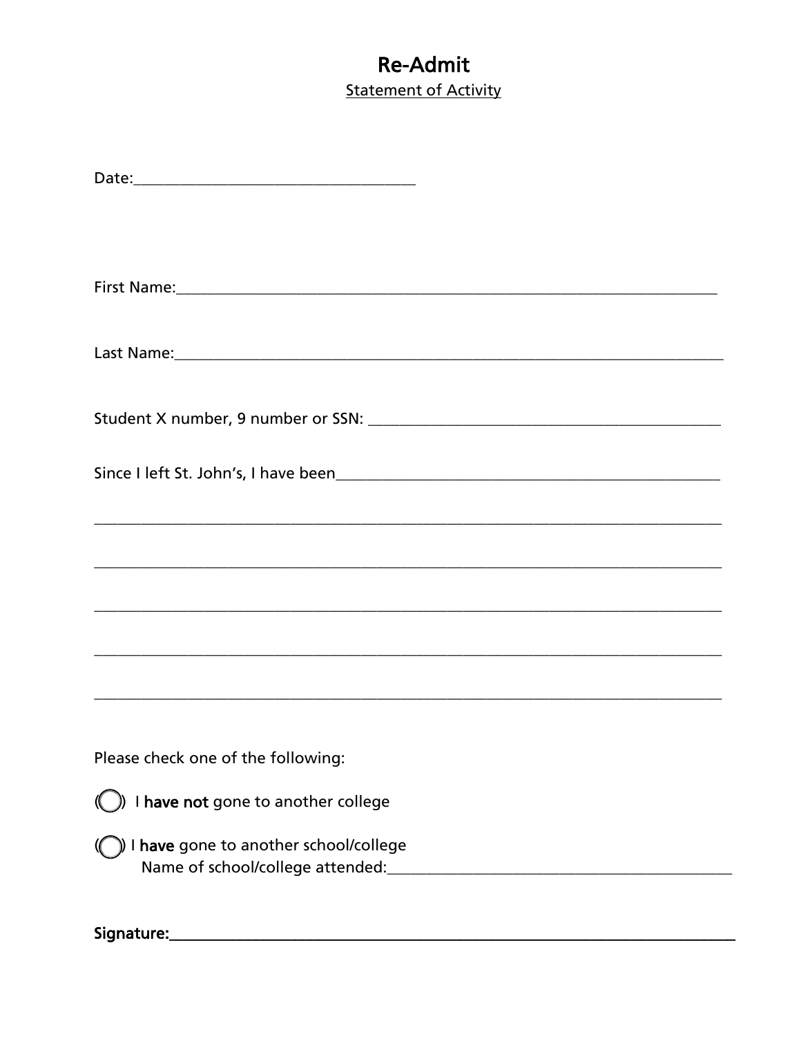# Re-Admit

Statement of Activity

Date:___________________________________

First Name:___________________________________________________________________

Last Name:____________________________________________________________________

Student X number, 9 number or SSN: ___________________________________________

Since I left St. John's, I have been______________________________________________

______________________________________________________________________________

______________________________________________________________________________

______________________________________________________________________________

______________________________________________________________________________

______________________________________________________________________________

Please check one of the following:

( ) I **have not** gone to another college

( ) I **have** gone to another school/college
Name of school/college attended:__________________________________________

**Signature:**________________________________________________________________